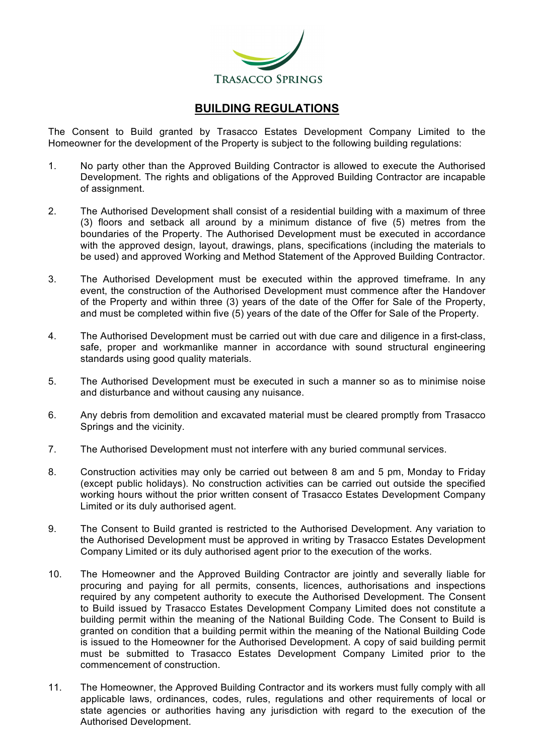TRASACCO SPRINGS

# BUILDING REGULATIONS

The Consent to Build granted by Trasacco Estates Development Company Limited to the Homeowner for the development of the Property is subject to the following building regulations:

1. No party other than the Approved Building Contractor is allowed to execute the Authorised Development. The rights and obligations of the Approved Building Contractor are incapable of assignment.

2. The Authorised Development shall consist of a residential building with a maximum of three (3) floors and setback all around by a minimum distance of five (5) metres from the boundaries of the Property. The Authorised Development must be executed in accordance with the approved design, layout, drawings, plans, specifications (including the materials to be used) and approved Working and Method Statement of the Approved Building Contractor.

3. The Authorised Development must be executed within the approved timeframe. In any event, the construction of the Authorised Development must commence after the Handover of the Property and within three (3) years of the date of the Offer for Sale of the Property, and must be completed within five (5) years of the date of the Offer for Sale of the Property.

4. The Authorised Development must be carried out with due care and diligence in a first-class, safe, proper and workmanlike manner in accordance with sound structural engineering standards using good quality materials.

5. The Authorised Development must be executed in such a manner so as to minimise noise and disturbance and without causing any nuisance.

6. Any debris from demolition and excavated material must be cleared promptly from Trasacco Springs and the vicinity.

7. The Authorised Development must not interfere with any buried communal services.

8. Construction activities may only be carried out between 8 am and 5 pm, Monday to Friday (except public holidays). No construction activities can be carried out outside the specified working hours without the prior written consent of Trasacco Estates Development Company Limited or its duly authorised agent.

9. The Consent to Build granted is restricted to the Authorised Development. Any variation to the Authorised Development must be approved in writing by Trasacco Estates Development Company Limited or its duly authorised agent prior to the execution of the works.

10. The Homeowner and the Approved Building Contractor are jointly and severally liable for procuring and paying for all permits, consents, licences, authorisations and inspections required by any competent authority to execute the Authorised Development. The Consent to Build issued by Trasacco Estates Development Company Limited does not constitute a building permit within the meaning of the National Building Code. The Consent to Build is granted on condition that a building permit within the meaning of the National Building Code is issued to the Homeowner for the Authorised Development. A copy of said building permit must be submitted to Trasacco Estates Development Company Limited prior to the commencement of construction.

11. The Homeowner, the Approved Building Contractor and its workers must fully comply with all applicable laws, ordinances, codes, rules, regulations and other requirements of local or state agencies or authorities having any jurisdiction with regard to the execution of the Authorised Development.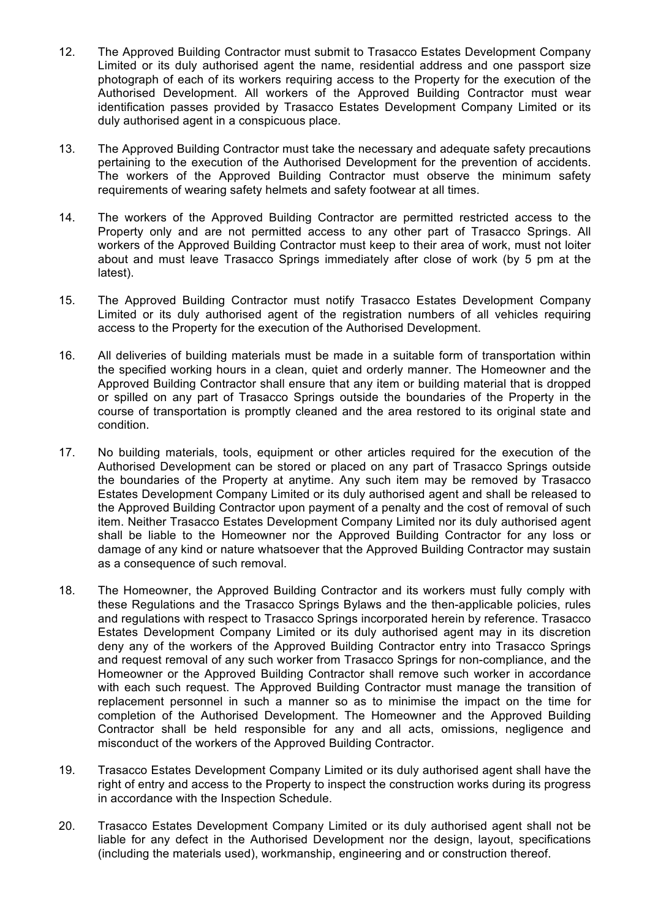12. The Approved Building Contractor must submit to Trasacco Estates Development Company Limited or its duly authorised agent the name, residential address and one passport size photograph of each of its workers requiring access to the Property for the execution of the Authorised Development. All workers of the Approved Building Contractor must wear identification passes provided by Trasacco Estates Development Company Limited or its duly authorised agent in a conspicuous place.

13. The Approved Building Contractor must take the necessary and adequate safety precautions pertaining to the execution of the Authorised Development for the prevention of accidents. The workers of the Approved Building Contractor must observe the minimum safety requirements of wearing safety helmets and safety footwear at all times.

14. The workers of the Approved Building Contractor are permitted restricted access to the Property only and are not permitted access to any other part of Trasacco Springs. All workers of the Approved Building Contractor must keep to their area of work, must not loiter about and must leave Trasacco Springs immediately after close of work (by 5 pm at the latest).

15. The Approved Building Contractor must notify Trasacco Estates Development Company Limited or its duly authorised agent of the registration numbers of all vehicles requiring access to the Property for the execution of the Authorised Development.

16. All deliveries of building materials must be made in a suitable form of transportation within the specified working hours in a clean, quiet and orderly manner. The Homeowner and the Approved Building Contractor shall ensure that any item or building material that is dropped or spilled on any part of Trasacco Springs outside the boundaries of the Property in the course of transportation is promptly cleaned and the area restored to its original state and condition.

17. No building materials, tools, equipment or other articles required for the execution of the Authorised Development can be stored or placed on any part of Trasacco Springs outside the boundaries of the Property at anytime. Any such item may be removed by Trasacco Estates Development Company Limited or its duly authorised agent and shall be released to the Approved Building Contractor upon payment of a penalty and the cost of removal of such item. Neither Trasacco Estates Development Company Limited nor its duly authorised agent shall be liable to the Homeowner nor the Approved Building Contractor for any loss or damage of any kind or nature whatsoever that the Approved Building Contractor may sustain as a consequence of such removal.

18. The Homeowner, the Approved Building Contractor and its workers must fully comply with these Regulations and the Trasacco Springs Bylaws and the then-applicable policies, rules and regulations with respect to Trasacco Springs incorporated herein by reference. Trasacco Estates Development Company Limited or its duly authorised agent may in its discretion deny any of the workers of the Approved Building Contractor entry into Trasacco Springs and request removal of any such worker from Trasacco Springs for non-compliance, and the Homeowner or the Approved Building Contractor shall remove such worker in accordance with each such request. The Approved Building Contractor must manage the transition of replacement personnel in such a manner so as to minimise the impact on the time for completion of the Authorised Development. The Homeowner and the Approved Building Contractor shall be held responsible for any and all acts, omissions, negligence and misconduct of the workers of the Approved Building Contractor.

19. Trasacco Estates Development Company Limited or its duly authorised agent shall have the right of entry and access to the Property to inspect the construction works during its progress in accordance with the Inspection Schedule.

20. Trasacco Estates Development Company Limited or its duly authorised agent shall not be liable for any defect in the Authorised Development nor the design, layout, specifications (including the materials used), workmanship, engineering and or construction thereof.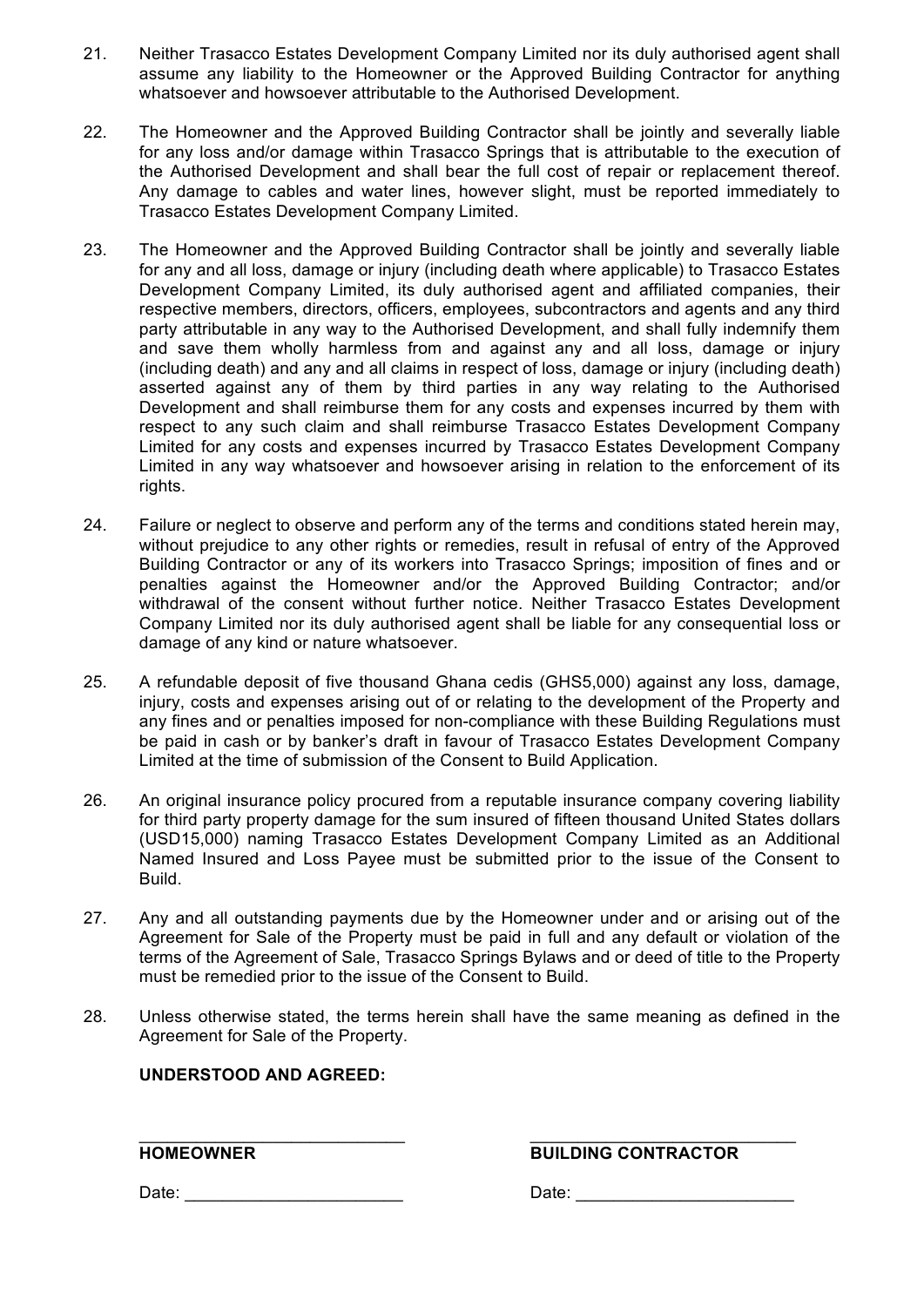21. Neither Trasacco Estates Development Company Limited nor its duly authorised agent shall assume any liability to the Homeowner or the Approved Building Contractor for anything whatsoever and howsoever attributable to the Authorised Development.

22. The Homeowner and the Approved Building Contractor shall be jointly and severally liable for any loss and/or damage within Trasacco Springs that is attributable to the execution of the Authorised Development and shall bear the full cost of repair or replacement thereof. Any damage to cables and water lines, however slight, must be reported immediately to Trasacco Estates Development Company Limited.

23. The Homeowner and the Approved Building Contractor shall be jointly and severally liable for any and all loss, damage or injury (including death where applicable) to Trasacco Estates Development Company Limited, its duly authorised agent and affiliated companies, their respective members, directors, officers, employees, subcontractors and agents and any third party attributable in any way to the Authorised Development, and shall fully indemnify them and save them wholly harmless from and against any and all loss, damage or injury (including death) and any and all claims in respect of loss, damage or injury (including death) asserted against any of them by third parties in any way relating to the Authorised Development and shall reimburse them for any costs and expenses incurred by them with respect to any such claim and shall reimburse Trasacco Estates Development Company Limited for any costs and expenses incurred by Trasacco Estates Development Company Limited in any way whatsoever and howsoever arising in relation to the enforcement of its rights.

24. Failure or neglect to observe and perform any of the terms and conditions stated herein may, without prejudice to any other rights or remedies, result in refusal of entry of the Approved Building Contractor or any of its workers into Trasacco Springs; imposition of fines and or penalties against the Homeowner and/or the Approved Building Contractor; and/or withdrawal of the consent without further notice. Neither Trasacco Estates Development Company Limited nor its duly authorised agent shall be liable for any consequential loss or damage of any kind or nature whatsoever.

25. A refundable deposit of five thousand Ghana cedis (GHS5,000) against any loss, damage, injury, costs and expenses arising out of or relating to the development of the Property and any fines and or penalties imposed for non-compliance with these Building Regulations must be paid in cash or by banker's draft in favour of Trasacco Estates Development Company Limited at the time of submission of the Consent to Build Application.

26. An original insurance policy procured from a reputable insurance company covering liability for third party property damage for the sum insured of fifteen thousand United States dollars (USD15,000) naming Trasacco Estates Development Company Limited as an Additional Named Insured and Loss Payee must be submitted prior to the issue of the Consent to Build.

27. Any and all outstanding payments due by the Homeowner under and or arising out of the Agreement for Sale of the Property must be paid in full and any default or violation of the terms of the Agreement of Sale, Trasacco Springs Bylaws and or deed of title to the Property must be remedied prior to the issue of the Consent to Build.

28. Unless otherwise stated, the terms herein shall have the same meaning as defined in the Agreement for Sale of the Property.

**UNDERSTOOD AND AGREED:**

| | |
|---|---|
| ____________________________ | ____________________________ |
| **HOMEOWNER** | **BUILDING CONTRACTOR** |
| Date: ______________________ | Date: ______________________ |